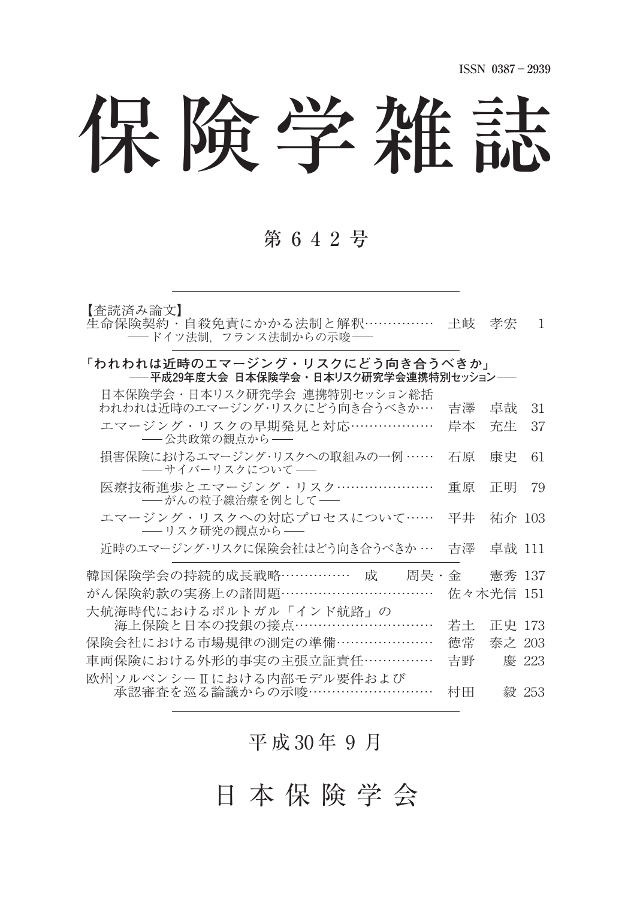ISSN 0387－2939

# 保険学雑誌

## 第 6 4 2 号

【査読済み論文】

生命保険契約・自殺免責にかかる法制と解釈…………… 土岐　孝宏　1
　――ドイツ法制，フランス法制からの示唆――

**「われわれは近時のエマージング・リスクにどう向き合うべきか」**
**――平成29年度大会 日本保険学会・日本リスク研究学会連携特別セッション――**

日本保険学会・日本リスク研究学会 連携特別セッション総括
われわれは近時のエマージング･リスクにどう向き合うべきか… 吉澤　卓哉　31

エマージング・リスクの早期発見と対応……………… 岸本　充生　37
　――公共政策の観点から――

損害保険におけるエマージング･リスクへの取組みの一例 …… 石原　康史　61
　――サイバーリスクについて――

医療技術進歩とエマージング・リスク………………… 重原　正明　79
　――がんの粒子線治療を例として――

エマージング・リスクへの対応プロセスについて…… 平井　祐介 103
　――リスク研究の観点から――

近時のエマージング･リスクに保険会社はどう向き合うべきか … 吉澤　卓哉 111

韓国保険学会の持続的成長戦略…………… 成　周昊・金　憲秀 137

がん保険約款の実務上の諸問題…………………………… 佐々木光信 151

大航海時代におけるポルトガル「インド航路」の
　海上保険と日本の投銀の接点……………………… 若土　正史 173

保険会社における市場規律の測定の準備………………… 徳常　泰之 203

車両保険における外形的事実の主張立証責任…………… 吉野　慶 223

欧州ソルベンシーⅡにおける内部モデル要件および
　承認審査を巡る論議からの示唆……………………… 村田　毅 253

平成30年 9 月

日 本 保 険 学 会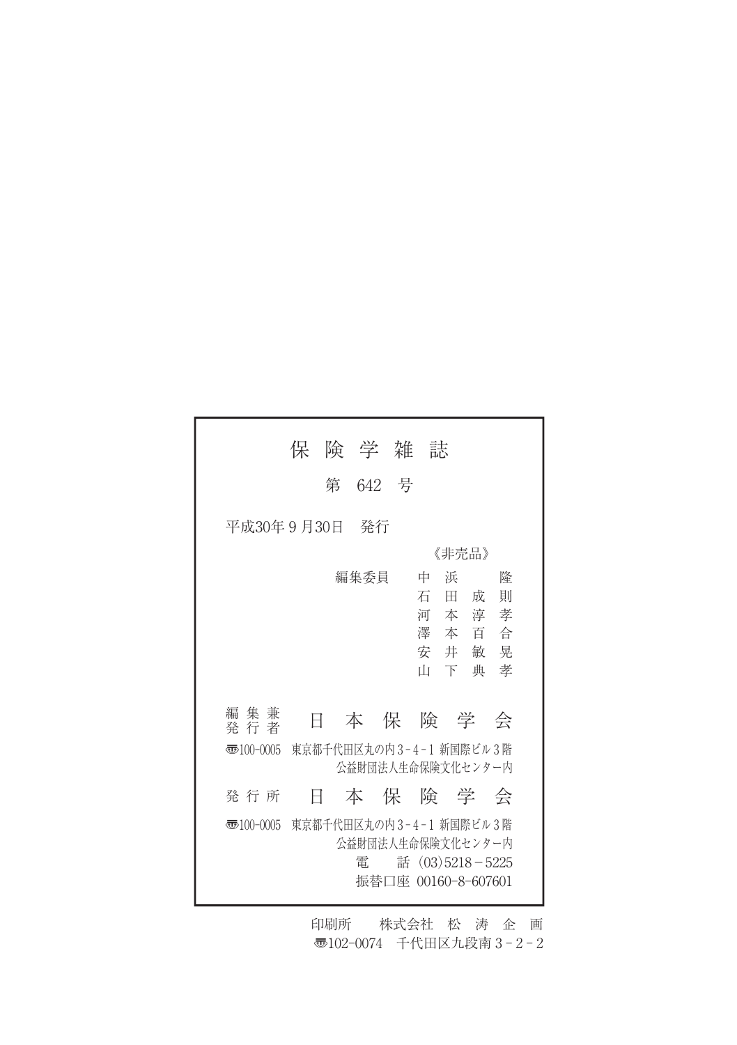# 保険学雑誌

第 642 号

平成30年９月30日　発行

《非売品》

編集委員　中浜　隆
　　　　　石田成則
　　　　　河本淳孝
　　　　　澤本百合
　　　　　安井敏晃
　　　　　山下典孝

編集兼発行者　日本保険学会

〒100-0005　東京都千代田区丸の内３-４-１ 新国際ビル３階
公益財団法人生命保険文化センター内

発行所　日本保険学会

〒100-0005　東京都千代田区丸の内３-４-１ 新国際ビル３階
公益財団法人生命保険文化センター内
電　話 (03)5218－5225
振替口座 00160-8-607601

印刷所　株式会社 松濤企画
〒102-0074　千代田区九段南３-２-２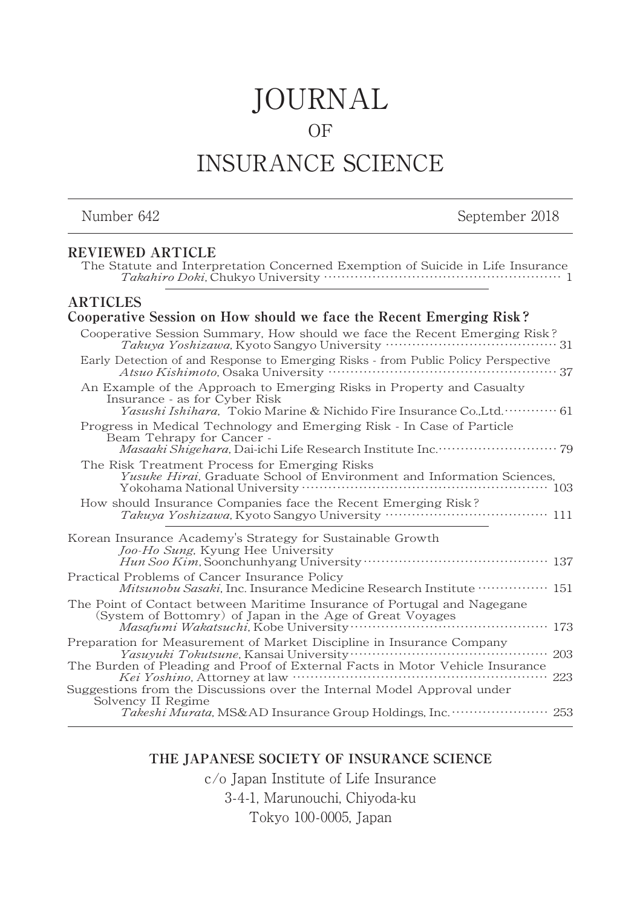# JOURNAL

OF

# INSURANCE SCIENCE

Number 642 September 2018

## REVIEWED ARTICLE

The Statute and Interpretation Concerned Exemption of Suicide in Life Insurance
*Takahiro Doki*, Chukyo University ........................................................ 1

## ARTICLES

### Cooperative Session on How should we face the Recent Emerging Risk?

Cooperative Session Summary, How should we face the Recent Emerging Risk?
*Takuya Yoshizawa*, Kyoto Sangyo University ........................................ 31

Early Detection of and Response to Emerging Risks - from Public Policy Perspective
*Atsuo Kishimoto*, Osaka University ........................................................ 37

An Example of the Approach to Emerging Risks in Property and Casualty Insurance - as for Cyber Risk
*Yasushi Ishihara*, Tokio Marine & Nichido Fire Insurance Co.,Ltd. ............ 61

Progress in Medical Technology and Emerging Risk - In Case of Particle Beam Tehrapy for Cancer -
*Masaaki Shigehara*, Dai-ichi Life Research Institute Inc. ............................ 79

The Risk Treatment Process for Emerging Risks
*Yusuke Hirai*, Graduate School of Environment and Information Sciences, Yokohama National University ........................................................ 103

How should Insurance Companies face the Recent Emerging Risk?
*Takuya Yoshizawa*, Kyoto Sangyo University ........................................ 111

Korean Insurance Academy's Strategy for Sustainable Growth
*Joo-Ho Sung*, Kyung Hee University
*Hun Soo Kim*, Soonchunhyang University ........................................... 137

Practical Problems of Cancer Insurance Policy
*Mitsunobu Sasaki*, Inc. Insurance Medicine Research Institute ................ 151

The Point of Contact between Maritime Insurance of Portugal and Nagegane (System of Bottomry) of Japan in the Age of Great Voyages
*Masafumi Wakatsuchi*, Kobe University .............................................. 173

Preparation for Measurement of Market Discipline in Insurance Company
*Yasuyuki Tokutsune*, Kansai University .............................................. 203

The Burden of Pleading and Proof of External Facts in Motor Vehicle Insurance
*Kei Yoshino*, Attorney at law ........................................................ 223

Suggestions from the Discussions over the Internal Model Approval under Solvency II Regime
*Takeshi Murata*, MS&AD Insurance Group Holdings, Inc. ........................ 253

**THE JAPANESE SOCIETY OF INSURANCE SCIENCE**

c/o Japan Institute of Life Insurance
3-4-1, Marunouchi, Chiyoda-ku
Tokyo 100-0005, Japan